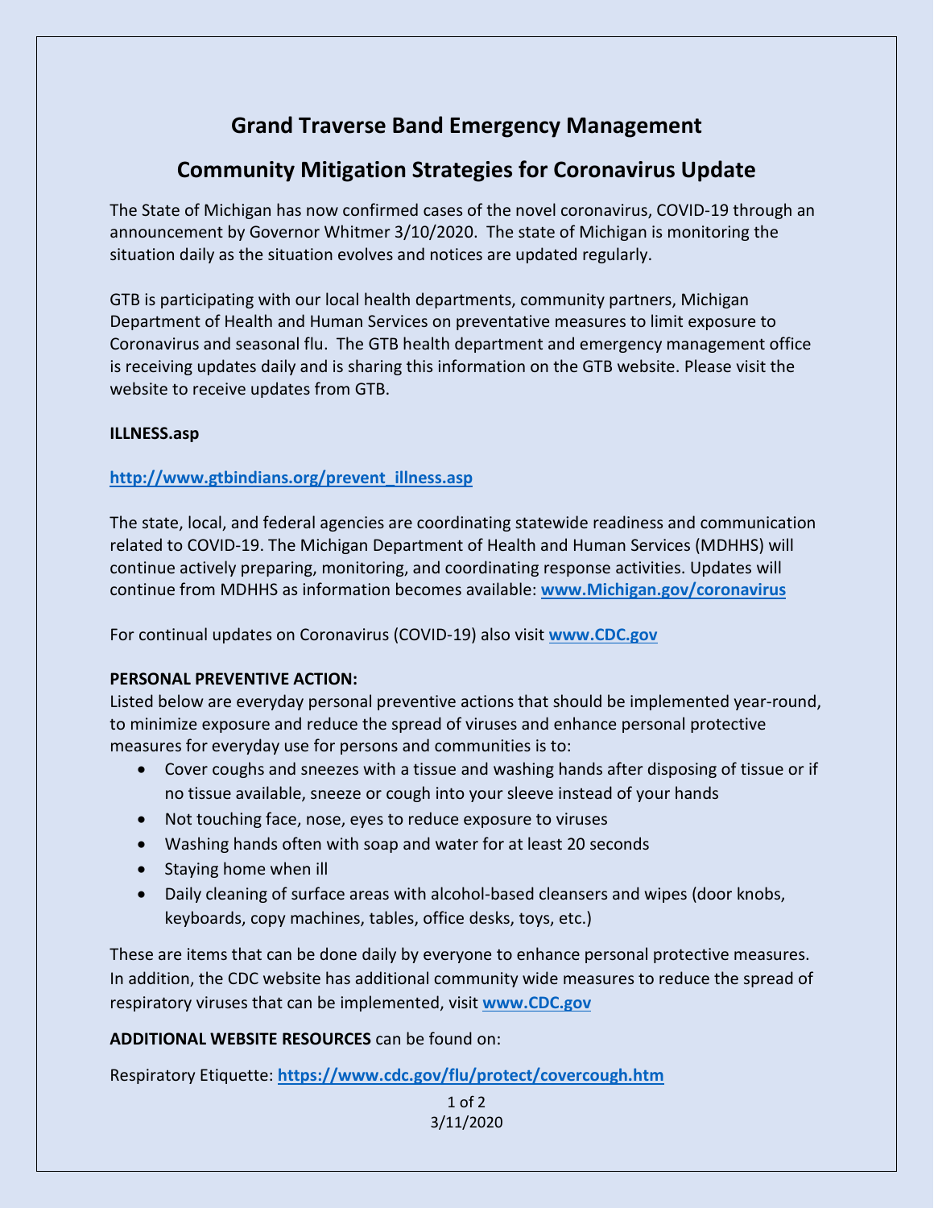# Grand Traverse Band Emergency Management

## Community Mitigation Strategies for Coronavirus Update

The State of Michigan has now confirmed cases of the novel coronavirus, COVID-19 through an announcement by Governor Whitmer 3/10/2020. The state of Michigan is monitoring the situation daily as the situation evolves and notices are updated regularly.

GTB is participating with our local health departments, community partners, Michigan Department of Health and Human Services on preventative measures to limit exposure to Coronavirus and seasonal flu. The GTB health department and emergency management office is receiving updates daily and is sharing this information on the GTB website. Please visit the website to receive updates from GTB.

**ILLNESS.asp**

**http://www.gtbindians.org/prevent_illness.asp**

The state, local, and federal agencies are coordinating statewide readiness and communication related to COVID-19. The Michigan Department of Health and Human Services (MDHHS) will continue actively preparing, monitoring, and coordinating response activities. Updates will continue from MDHHS as information becomes available: **www.Michigan.gov/coronavirus**

For continual updates on Coronavirus (COVID-19) also visit **www.CDC.gov**

**PERSONAL PREVENTIVE ACTION:**
Listed below are everyday personal preventive actions that should be implemented year-round, to minimize exposure and reduce the spread of viruses and enhance personal protective measures for everyday use for persons and communities is to:

- Cover coughs and sneezes with a tissue and washing hands after disposing of tissue or if no tissue available, sneeze or cough into your sleeve instead of your hands
- Not touching face, nose, eyes to reduce exposure to viruses
- Washing hands often with soap and water for at least 20 seconds
- Staying home when ill
- Daily cleaning of surface areas with alcohol-based cleansers and wipes (door knobs, keyboards, copy machines, tables, office desks, toys, etc.)

These are items that can be done daily by everyone to enhance personal protective measures. In addition, the CDC website has additional community wide measures to reduce the spread of respiratory viruses that can be implemented, visit **www.CDC.gov**

**ADDITIONAL WEBSITE RESOURCES** can be found on:

Respiratory Etiquette: **https://www.cdc.gov/flu/protect/covercough.htm**

3/11/2020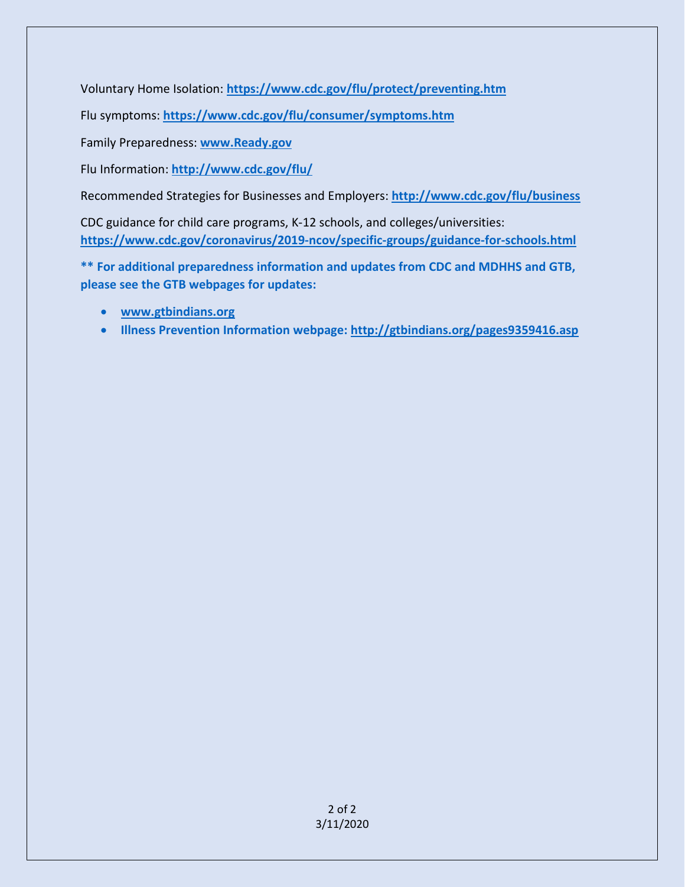Voluntary Home Isolation: **https://www.cdc.gov/flu/protect/preventing.htm**

Flu symptoms: **https://www.cdc.gov/flu/consumer/symptoms.htm**

Family Preparedness: **www.Ready.gov**

Flu Information: **http://www.cdc.gov/flu/**

Recommended Strategies for Businesses and Employers: **http://www.cdc.gov/flu/business**

CDC guidance for child care programs, K-12 schools, and colleges/universities: **https://www.cdc.gov/coronavirus/2019-ncov/specific-groups/guidance-for-schools.html**

**\*\* For additional preparedness information and updates from CDC and MDHHS and GTB, please see the GTB webpages for updates:**

- **www.gtbindians.org**
- **Illness Prevention Information webpage: http://gtbindians.org/pages9359416.asp**

3/11/2020